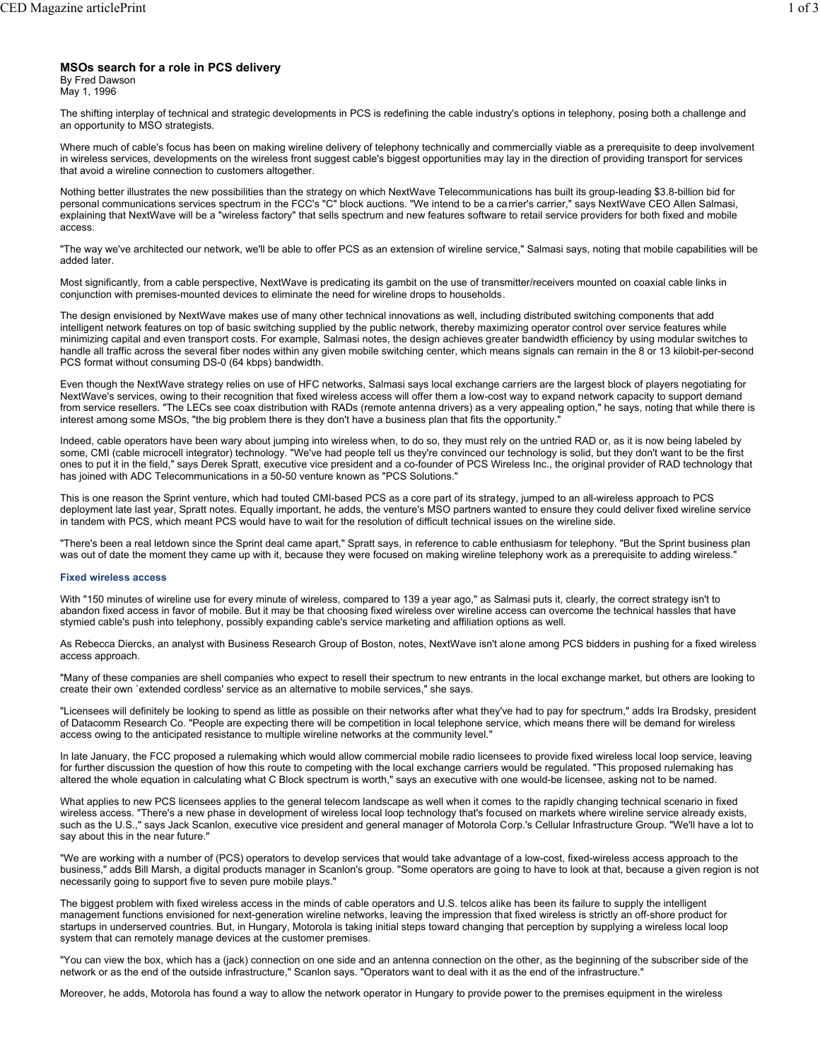# MSOs search for a role in PCS delivery

By Fred Dawson
May 1, 1996

The shifting interplay of technical and strategic developments in PCS is redefining the cable industry's options in telephony, posing both a challenge and an opportunity to MSO strategists.

Where much of cable's focus has been on making wireline delivery of telephony technically and commercially viable as a prerequisite to deep involvement in wireless services, developments on the wireless front suggest cable's biggest opportunities may lay in the direction of providing transport for services that avoid a wireline connection to customers altogether.

Nothing better illustrates the new possibilities than the strategy on which NextWave Telecommunications has built its group-leading $3.8-billion bid for personal communications services spectrum in the FCC's "C" block auctions. "We intend to be a carrier's carrier," says NextWave CEO Allen Salmasi, explaining that NextWave will be a "wireless factory" that sells spectrum and new features software to retail service providers for both fixed and mobile access.

"The way we've architected our network, we'll be able to offer PCS as an extension of wireline service," Salmasi says, noting that mobile capabilities will be added later.

Most significantly, from a cable perspective, NextWave is predicating its gambit on the use of transmitter/receivers mounted on coaxial cable links in conjunction with premises-mounted devices to eliminate the need for wireline drops to households.

The design envisioned by NextWave makes use of many other technical innovations as well, including distributed switching components that add intelligent network features on top of basic switching supplied by the public network, thereby maximizing operator control over service features while minimizing capital and even transport costs. For example, Salmasi notes, the design achieves greater bandwidth efficiency by using modular switches to handle all traffic across the several fiber nodes within any given mobile switching center, which means signals can remain in the 8 or 13 kilobit-per-second PCS format without consuming DS-0 (64 kbps) bandwidth.

Even though the NextWave strategy relies on use of HFC networks, Salmasi says local exchange carriers are the largest block of players negotiating for NextWave's services, owing to their recognition that fixed wireless access will offer them a low-cost way to expand network capacity to support demand from service resellers. "The LECs see coax distribution with RADs (remote antenna drivers) as a very appealing option," he says, noting that while there is interest among some MSOs, "the big problem there is they don't have a business plan that fits the opportunity."

Indeed, cable operators have been wary about jumping into wireless when, to do so, they must rely on the untried RAD or, as it is now being labeled by some, CMI (cable microcell integrator) technology. "We've had people tell us they're convinced our technology is solid, but they don't want to be the first ones to put it in the field," says Derek Spratt, executive vice president and a co-founder of PCS Wireless Inc., the original provider of RAD technology that has joined with ADC Telecommunications in a 50-50 venture known as "PCS Solutions."

This is one reason the Sprint venture, which had touted CMI-based PCS as a core part of its strategy, jumped to an all-wireless approach to PCS deployment late last year, Spratt notes. Equally important, he adds, the venture's MSO partners wanted to ensure they could deliver fixed wireline service in tandem with PCS, which meant PCS would have to wait for the resolution of difficult technical issues on the wireline side.

"There's been a real letdown since the Sprint deal came apart," Spratt says, in reference to cable enthusiasm for telephony. "But the Sprint business plan was out of date the moment they came up with it, because they were focused on making wireline telephony work as a prerequisite to adding wireless."

### Fixed wireless access

With "150 minutes of wireline use for every minute of wireless, compared to 139 a year ago," as Salmasi puts it, clearly, the correct strategy isn't to abandon fixed access in favor of mobile. But it may be that choosing fixed wireless over wireline access can overcome the technical hassles that have stymied cable's push into telephony, possibly expanding cable's service marketing and affiliation options as well.

As Rebecca Diercks, an analyst with Business Research Group of Boston, notes, NextWave isn't alone among PCS bidders in pushing for a fixed wireless access approach.

"Many of these companies are shell companies who expect to resell their spectrum to new entrants in the local exchange market, but others are looking to create their own `extended cordless' service as an alternative to mobile services," she says.

"Licensees will definitely be looking to spend as little as possible on their networks after what they've had to pay for spectrum," adds Ira Brodsky, president of Datacomm Research Co. "People are expecting there will be competition in local telephone service, which means there will be demand for wireless access owing to the anticipated resistance to multiple wireline networks at the community level."

In late January, the FCC proposed a rulemaking which would allow commercial mobile radio licensees to provide fixed wireless local loop service, leaving for further discussion the question of how this route to competing with the local exchange carriers would be regulated. "This proposed rulemaking has altered the whole equation in calculating what C Block spectrum is worth," says an executive with one would-be licensee, asking not to be named.

What applies to new PCS licensees applies to the general telecom landscape as well when it comes to the rapidly changing technical scenario in fixed wireless access. "There's a new phase in development of wireless local loop technology that's focused on markets where wireline service already exists, such as the U.S.," says Jack Scanlon, executive vice president and general manager of Motorola Corp.'s Cellular Infrastructure Group. "We'll have a lot to say about this in the near future."

"We are working with a number of (PCS) operators to develop services that would take advantage of a low-cost, fixed-wireless access approach to the business," adds Bill Marsh, a digital products manager in Scanlon's group. "Some operators are going to have to look at that, because a given region is not necessarily going to support five to seven pure mobile plays."

The biggest problem with fixed wireless access in the minds of cable operators and U.S. telcos alike has been its failure to supply the intelligent management functions envisioned for next-generation wireline networks, leaving the impression that fixed wireless is strictly an off-shore product for startups in underserved countries. But, in Hungary, Motorola is taking initial steps toward changing that perception by supplying a wireless local loop system that can remotely manage devices at the customer premises.

"You can view the box, which has a (jack) connection on one side and an antenna connection on the other, as the beginning of the subscriber side of the network or as the end of the outside infrastructure," Scanlon says. "Operators want to deal with it as the end of the infrastructure."

Moreover, he adds, Motorola has found a way to allow the network operator in Hungary to provide power to the premises equipment in the wireless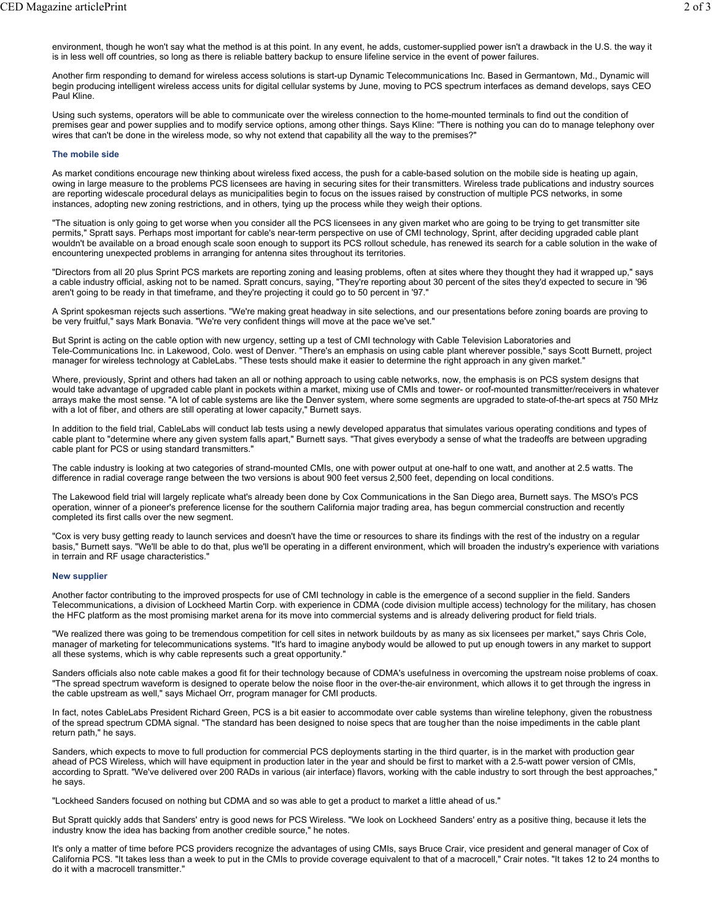environment, though he won't say what the method is at this point. In any event, he adds, customer-supplied power isn't a drawback in the U.S. the way it is in less well off countries, so long as there is reliable battery backup to ensure lifeline service in the event of power failures.

Another firm responding to demand for wireless access solutions is start-up Dynamic Telecommunications Inc. Based in Germantown, Md., Dynamic will begin producing intelligent wireless access units for digital cellular systems by June, moving to PCS spectrum interfaces as demand develops, says CEO Paul Kline.

Using such systems, operators will be able to communicate over the wireless connection to the home-mounted terminals to find out the condition of premises gear and power supplies and to modify service options, among other things. Says Kline: "There is nothing you can do to manage telephony over wires that can't be done in the wireless mode, so why not extend that capability all the way to the premises?"

### The mobile side

As market conditions encourage new thinking about wireless fixed access, the push for a cable-based solution on the mobile side is heating up again, owing in large measure to the problems PCS licensees are having in securing sites for their transmitters. Wireless trade publications and industry sources are reporting widescale procedural delays as municipalities begin to focus on the issues raised by construction of multiple PCS networks, in some instances, adopting new zoning restrictions, and in others, tying up the process while they weigh their options.

"The situation is only going to get worse when you consider all the PCS licensees in any given market who are going to be trying to get transmitter site permits," Spratt says. Perhaps most important for cable's near-term perspective on use of CMI technology, Sprint, after deciding upgraded cable plant wouldn't be available on a broad enough scale soon enough to support its PCS rollout schedule, has renewed its search for a cable solution in the wake of encountering unexpected problems in arranging for antenna sites throughout its territories.

"Directors from all 20 plus Sprint PCS markets are reporting zoning and leasing problems, often at sites where they thought they had it wrapped up," says a cable industry official, asking not to be named. Spratt concurs, saying, "They're reporting about 30 percent of the sites they'd expected to secure in '96 aren't going to be ready in that timeframe, and they're projecting it could go to 50 percent in '97."

A Sprint spokesman rejects such assertions. "We're making great headway in site selections, and our presentations before zoning boards are proving to be very fruitful," says Mark Bonavia. "We're very confident things will move at the pace we've set."

But Sprint is acting on the cable option with new urgency, setting up a test of CMI technology with Cable Television Laboratories and Tele-Communications Inc. in Lakewood, Colo. west of Denver. "There's an emphasis on using cable plant wherever possible," says Scott Burnett, project manager for wireless technology at CableLabs. "These tests should make it easier to determine the right approach in any given market."

Where, previously, Sprint and others had taken an all or nothing approach to using cable networks, now, the emphasis is on PCS system designs that would take advantage of upgraded cable plant in pockets within a market, mixing use of CMIs and tower- or roof-mounted transmitter/receivers in whatever arrays make the most sense. "A lot of cable systems are like the Denver system, where some segments are upgraded to state-of-the-art specs at 750 MHz with a lot of fiber, and others are still operating at lower capacity," Burnett says.

In addition to the field trial, CableLabs will conduct lab tests using a newly developed apparatus that simulates various operating conditions and types of cable plant to "determine where any given system falls apart," Burnett says. "That gives everybody a sense of what the tradeoffs are between upgrading cable plant for PCS or using standard transmitters."

The cable industry is looking at two categories of strand-mounted CMIs, one with power output at one-half to one watt, and another at 2.5 watts. The difference in radial coverage range between the two versions is about 900 feet versus 2,500 feet, depending on local conditions.

The Lakewood field trial will largely replicate what's already been done by Cox Communications in the San Diego area, Burnett says. The MSO's PCS operation, winner of a pioneer's preference license for the southern California major trading area, has begun commercial construction and recently completed its first calls over the new segment.

"Cox is very busy getting ready to launch services and doesn't have the time or resources to share its findings with the rest of the industry on a regular basis," Burnett says. "We'll be able to do that, plus we'll be operating in a different environment, which will broaden the industry's experience with variations in terrain and RF usage characteristics."

### New supplier

Another factor contributing to the improved prospects for use of CMI technology in cable is the emergence of a second supplier in the field. Sanders Telecommunications, a division of Lockheed Martin Corp. with experience in CDMA (code division multiple access) technology for the military, has chosen the HFC platform as the most promising market arena for its move into commercial systems and is already delivering product for field trials.

"We realized there was going to be tremendous competition for cell sites in network buildouts by as many as six licensees per market," says Chris Cole, manager of marketing for telecommunications systems. "It's hard to imagine anybody would be allowed to put up enough towers in any market to support all these systems, which is why cable represents such a great opportunity."

Sanders officials also note cable makes a good fit for their technology because of CDMA's usefulness in overcoming the upstream noise problems of coax. "The spread spectrum waveform is designed to operate below the noise floor in the over-the-air environment, which allows it to get through the ingress in the cable upstream as well," says Michael Orr, program manager for CMI products.

In fact, notes CableLabs President Richard Green, PCS is a bit easier to accommodate over cable systems than wireline telephony, given the robustness of the spread spectrum CDMA signal. "The standard has been designed to noise specs that are tougher than the noise impediments in the cable plant return path," he says.

Sanders, which expects to move to full production for commercial PCS deployments starting in the third quarter, is in the market with production gear ahead of PCS Wireless, which will have equipment in production later in the year and should be first to market with a 2.5-watt power version of CMIs, according to Spratt. "We've delivered over 200 RADs in various (air interface) flavors, working with the cable industry to sort through the best approaches," he says.

"Lockheed Sanders focused on nothing but CDMA and so was able to get a product to market a little ahead of us."

But Spratt quickly adds that Sanders' entry is good news for PCS Wireless. "We look on Lockheed Sanders' entry as a positive thing, because it lets the industry know the idea has backing from another credible source," he notes.

It's only a matter of time before PCS providers recognize the advantages of using CMIs, says Bruce Crair, vice president and general manager of Cox of California PCS. "It takes less than a week to put in the CMIs to provide coverage equivalent to that of a macrocell," Crair notes. "It takes 12 to 24 months to do it with a macrocell transmitter."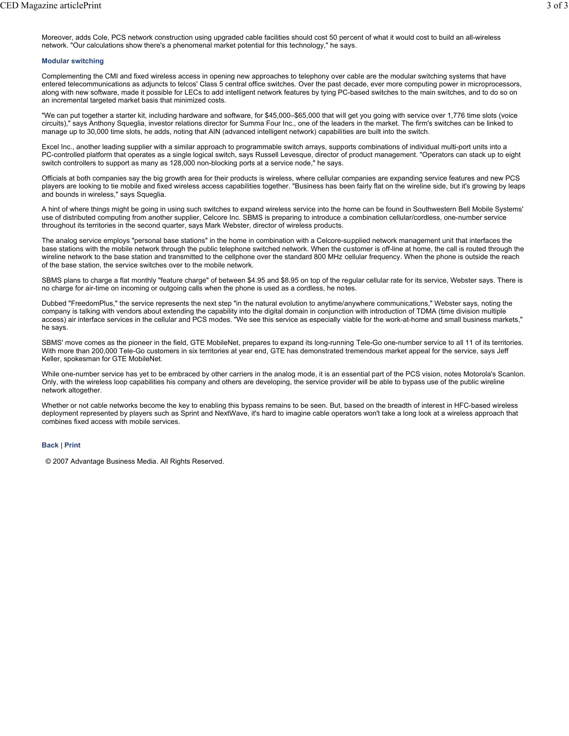Moreover, adds Cole, PCS network construction using upgraded cable facilities should cost 50 percent of what it would cost to build an all-wireless network. "Our calculations show there's a phenomenal market potential for this technology," he says.

### Modular switching

Complementing the CMI and fixed wireless access in opening new approaches to telephony over cable are the modular switching systems that have entered telecommunications as adjuncts to telcos' Class 5 central office switches. Over the past decade, ever more computing power in microprocessors, along with new software, made it possible for LECs to add intelligent network features by tying PC-based switches to the main switches, and to do so on an incremental targeted market basis that minimized costs.

"We can put together a starter kit, including hardware and software, for $45,000–$65,000 that will get you going with service over 1,776 time slots (voice circuits)," says Anthony Squeglia, investor relations director for Summa Four Inc., one of the leaders in the market. The firm's switches can be linked to manage up to 30,000 time slots, he adds, noting that AIN (advanced intelligent network) capabilities are built into the switch.

Excel Inc., another leading supplier with a similar approach to programmable switch arrays, supports combinations of individual multi-port units into a PC-controlled platform that operates as a single logical switch, says Russell Levesque, director of product management. "Operators can stack up to eight switch controllers to support as many as 128,000 non-blocking ports at a service node," he says.

Officials at both companies say the big growth area for their products is wireless, where cellular companies are expanding service features and new PCS players are looking to tie mobile and fixed wireless access capabilities together. "Business has been fairly flat on the wireline side, but it's growing by leaps and bounds in wireless," says Squeglia.

A hint of where things might be going in using such switches to expand wireless service into the home can be found in Southwestern Bell Mobile Systems' use of distributed computing from another supplier, Celcore Inc. SBMS is preparing to introduce a combination cellular/cordless, one-number service throughout its territories in the second quarter, says Mark Webster, director of wireless products.

The analog service employs "personal base stations" in the home in combination with a Celcore-supplied network management unit that interfaces the base stations with the mobile network through the public telephone switched network. When the customer is off-line at home, the call is routed through the wireline network to the base station and transmitted to the cellphone over the standard 800 MHz cellular frequency. When the phone is outside the reach of the base station, the service switches over to the mobile network.

SBMS plans to charge a flat monthly "feature charge" of between $4.95 and $8.95 on top of the regular cellular rate for its service, Webster says. There is no charge for air-time on incoming or outgoing calls when the phone is used as a cordless, he notes.

Dubbed "FreedomPlus," the service represents the next step "in the natural evolution to anytime/anywhere communications," Webster says, noting the company is talking with vendors about extending the capability into the digital domain in conjunction with introduction of TDMA (time division multiple access) air interface services in the cellular and PCS modes. "We see this service as especially viable for the work-at-home and small business markets," he says.

SBMS' move comes as the pioneer in the field, GTE MobileNet, prepares to expand its long-running Tele-Go one-number service to all 11 of its territories. With more than 200,000 Tele-Go customers in six territories at year end, GTE has demonstrated tremendous market appeal for the service, says Jeff Keller, spokesman for GTE MobileNet.

While one-number service has yet to be embraced by other carriers in the analog mode, it is an essential part of the PCS vision, notes Motorola's Scanlon. Only, with the wireless loop capabilities his company and others are developing, the service provider will be able to bypass use of the public wireline network altogether.

Whether or not cable networks become the key to enabling this bypass remains to be seen. But, based on the breadth of interest in HFC-based wireless deployment represented by players such as Sprint and NextWave, it's hard to imagine cable operators won't take a long look at a wireless approach that combines fixed access with mobile services.

**Back** | **Print**

© 2007 Advantage Business Media. All Rights Reserved.